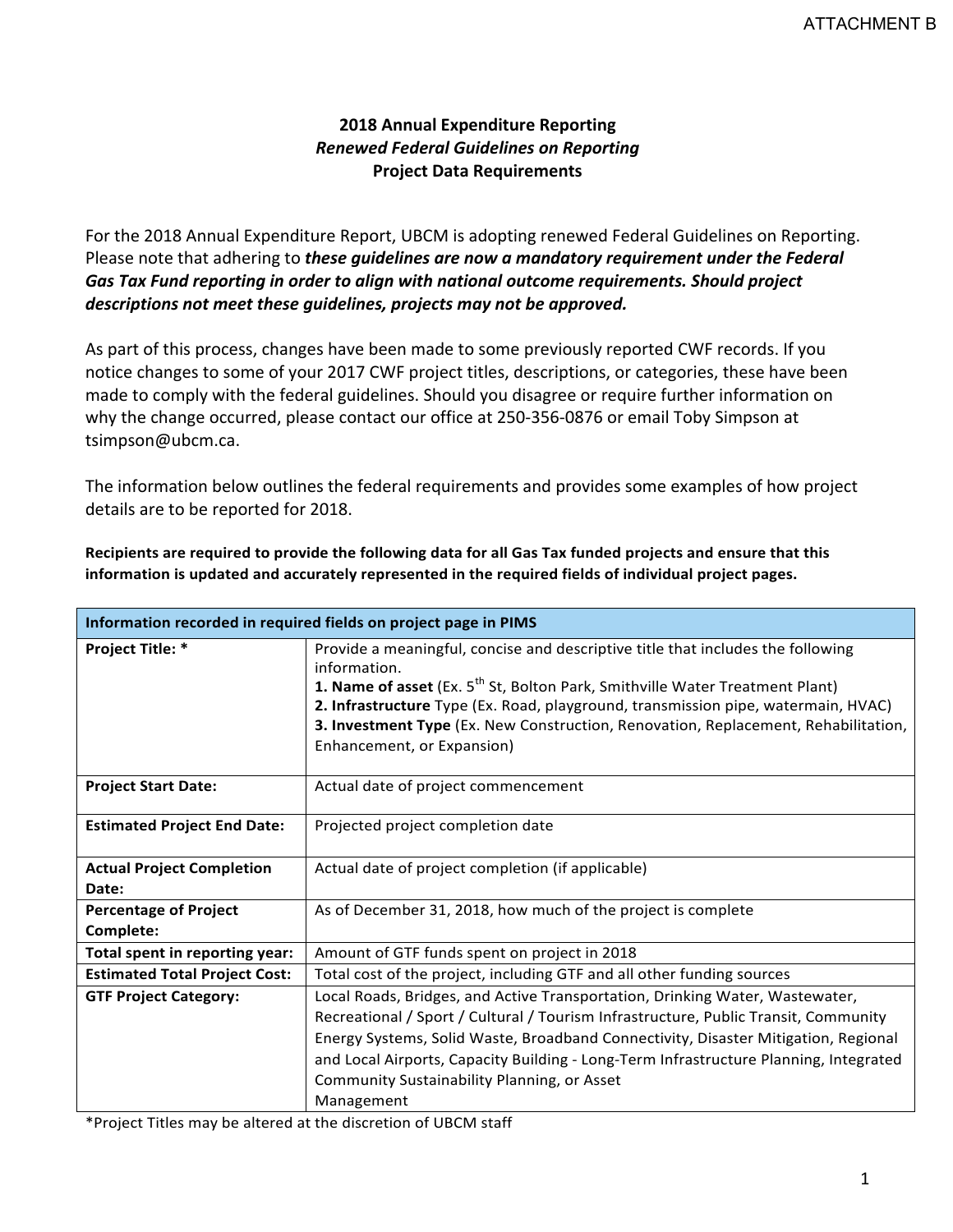ATTACHMENT B

# 2018 Annual Expenditure Reporting
## *Renewed Federal Guidelines on Reporting*
## Project Data Requirements

For the 2018 Annual Expenditure Report, UBCM is adopting renewed Federal Guidelines on Reporting. Please note that adhering to ***these guidelines are now a mandatory requirement under the Federal Gas Tax Fund reporting in order to align with national outcome requirements. Should project descriptions not meet these guidelines, projects may not be approved.***

As part of this process, changes have been made to some previously reported CWF records. If you notice changes to some of your 2017 CWF project titles, descriptions, or categories, these have been made to comply with the federal guidelines. Should you disagree or require further information on why the change occurred, please contact our office at 250-356-0876 or email Toby Simpson at tsimpson@ubcm.ca.

The information below outlines the federal requirements and provides some examples of how project details are to be reported for 2018.

**Recipients are required to provide the following data for all Gas Tax funded projects and ensure that this information is updated and accurately represented in the required fields of individual project pages.**

| **Information recorded in required fields on project page in PIMS** | |
|---|---|
| **Project Title: *** | Provide a meaningful, concise and descriptive title that includes the following information.<br>**1. Name of asset** (Ex. 5th St, Bolton Park, Smithville Water Treatment Plant)<br>**2. Infrastructure** Type (Ex. Road, playground, transmission pipe, watermain, HVAC)<br>**3. Investment Type** (Ex. New Construction, Renovation, Replacement, Rehabilitation, Enhancement, or Expansion) |
| **Project Start Date:** | Actual date of project commencement |
| **Estimated Project End Date:** | Projected project completion date |
| **Actual Project Completion Date:** | Actual date of project completion (if applicable) |
| **Percentage of Project Complete:** | As of December 31, 2018, how much of the project is complete |
| **Total spent in reporting year:** | Amount of GTF funds spent on project in 2018 |
| **Estimated Total Project Cost:** | Total cost of the project, including GTF and all other funding sources |
| **GTF Project Category:** | Local Roads, Bridges, and Active Transportation, Drinking Water, Wastewater, Recreational / Sport / Cultural / Tourism Infrastructure, Public Transit, Community Energy Systems, Solid Waste, Broadband Connectivity, Disaster Mitigation, Regional and Local Airports, Capacity Building - Long-Term Infrastructure Planning, Integrated Community Sustainability Planning, or Asset Management |

*Project Titles may be altered at the discretion of UBCM staff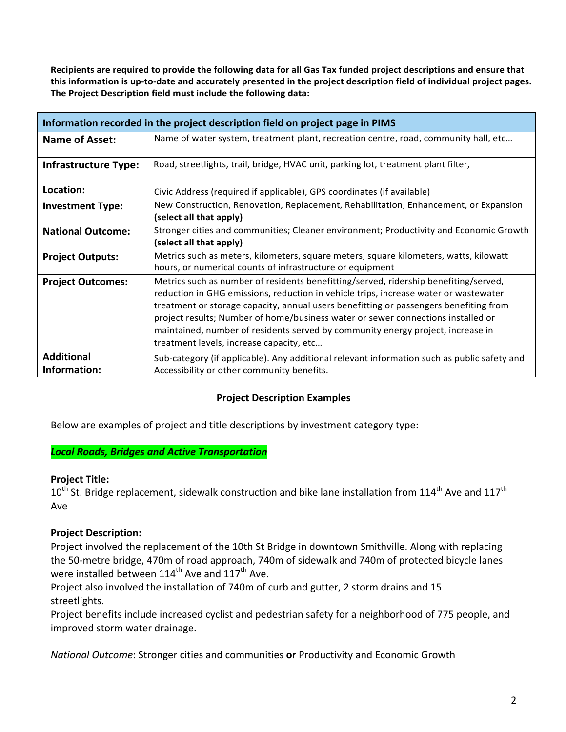**Recipients are required to provide the following data for all Gas Tax funded project descriptions and ensure that this information is up-to-date and accurately presented in the project description field of individual project pages. The Project Description field must include the following data:**

| Information recorded in the project description field on project page in PIMS | |
|---|---|
| **Name of Asset:** | Name of water system, treatment plant, recreation centre, road, community hall, etc… |
| **Infrastructure Type:** | Road, streetlights, trail, bridge, HVAC unit, parking lot, treatment plant filter, |
| **Location:** | Civic Address (required if applicable), GPS coordinates (if available) |
| **Investment Type:** | New Construction, Renovation, Replacement, Rehabilitation, Enhancement, or Expansion **(select all that apply)** |
| **National Outcome:** | Stronger cities and communities; Cleaner environment; Productivity and Economic Growth **(select all that apply)** |
| **Project Outputs:** | Metrics such as meters, kilometers, square meters, square kilometers, watts, kilowatt hours, or numerical counts of infrastructure or equipment |
| **Project Outcomes:** | Metrics such as number of residents benefitting/served, ridership benefiting/served, reduction in GHG emissions, reduction in vehicle trips, increase water or wastewater treatment or storage capacity, annual users benefitting or passengers benefiting from project results; Number of home/business water or sewer connections installed or maintained, number of residents served by community energy project, increase in treatment levels, increase capacity, etc… |
| **Additional Information:** | Sub-category (if applicable). Any additional relevant information such as public safety and Accessibility or other community benefits. |

## Project Description Examples

Below are examples of project and title descriptions by investment category type:

***Local Roads, Bridges and Active Transportation***

**Project Title:**
10th St. Bridge replacement, sidewalk construction and bike lane installation from 114th Ave and 117th Ave

**Project Description:**
Project involved the replacement of the 10th St Bridge in downtown Smithville. Along with replacing the 50-metre bridge, 470m of road approach, 740m of sidewalk and 740m of protected bicycle lanes were installed between 114th Ave and 117th Ave.
Project also involved the installation of 740m of curb and gutter, 2 storm drains and 15 streetlights.
Project benefits include increased cyclist and pedestrian safety for a neighborhood of 775 people, and improved storm water drainage.

*National Outcome*: Stronger cities and communities **or** Productivity and Economic Growth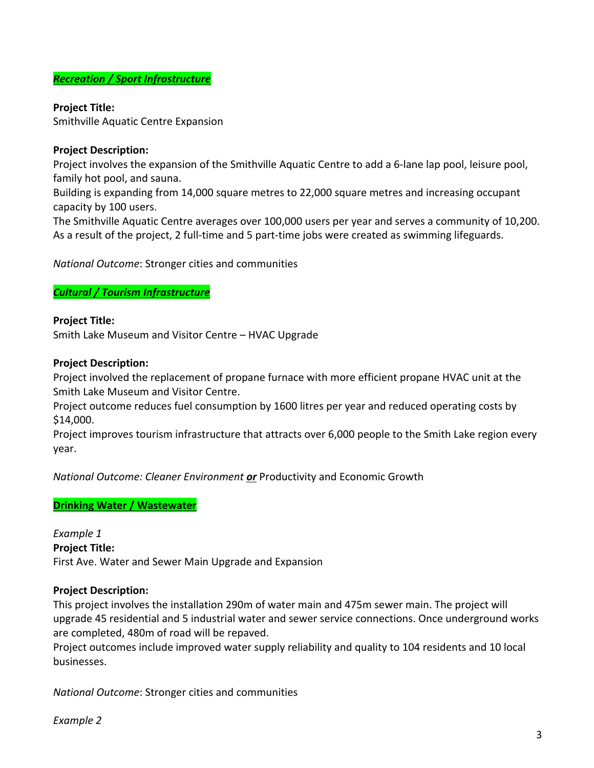***Recreation / Sport Infrastructure***

**Project Title:**
Smithville Aquatic Centre Expansion

**Project Description:**
Project involves the expansion of the Smithville Aquatic Centre to add a 6-lane lap pool, leisure pool, family hot pool, and sauna.
Building is expanding from 14,000 square metres to 22,000 square metres and increasing occupant capacity by 100 users.
The Smithville Aquatic Centre averages over 100,000 users per year and serves a community of 10,200.
As a result of the project, 2 full-time and 5 part-time jobs were created as swimming lifeguards.

*National Outcome*: Stronger cities and communities

***Cultural / Tourism Infrastructure***

**Project Title:**
Smith Lake Museum and Visitor Centre – HVAC Upgrade

**Project Description:**
Project involved the replacement of propane furnace with more efficient propane HVAC unit at the Smith Lake Museum and Visitor Centre.
Project outcome reduces fuel consumption by 1600 litres per year and reduced operating costs by $14,000.
Project improves tourism infrastructure that attracts over 6,000 people to the Smith Lake region every year.

*National Outcome: Cleaner Environment **or*** Productivity and Economic Growth

**Drinking Water / Wastewater**

*Example 1*
**Project Title:**
First Ave. Water and Sewer Main Upgrade and Expansion

**Project Description:**
This project involves the installation 290m of water main and 475m sewer main. The project will upgrade 45 residential and 5 industrial water and sewer service connections. Once underground works are completed, 480m of road will be repaved.
Project outcomes include improved water supply reliability and quality to 104 residents and 10 local businesses.

*National Outcome*: Stronger cities and communities

*Example 2*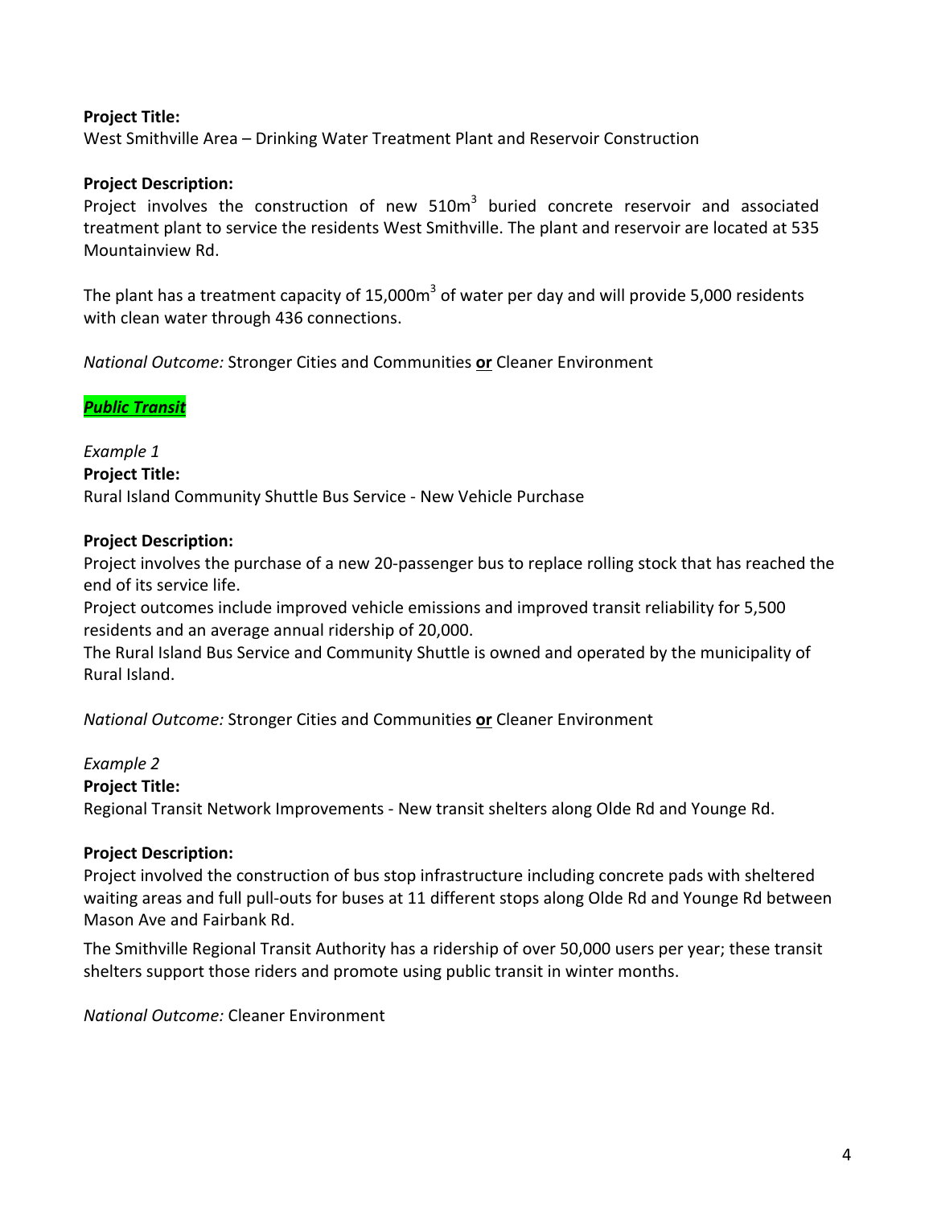**Project Title:**
West Smithville Area – Drinking Water Treatment Plant and Reservoir Construction

**Project Description:**
Project involves the construction of new 510$m^3$ buried concrete reservoir and associated treatment plant to service the residents West Smithville. The plant and reservoir are located at 535 Mountainview Rd.

The plant has a treatment capacity of 15,000$m^3$ of water per day and will provide 5,000 residents with clean water through 436 connections.

*National Outcome:* Stronger Cities and Communities **or** Cleaner Environment

***Public Transit***

*Example 1*

**Project Title:**
Rural Island Community Shuttle Bus Service - New Vehicle Purchase

**Project Description:**
Project involves the purchase of a new 20-passenger bus to replace rolling stock that has reached the end of its service life.
Project outcomes include improved vehicle emissions and improved transit reliability for 5,500 residents and an average annual ridership of 20,000.
The Rural Island Bus Service and Community Shuttle is owned and operated by the municipality of Rural Island.

*National Outcome:* Stronger Cities and Communities **or** Cleaner Environment

*Example 2*

**Project Title:**
Regional Transit Network Improvements - New transit shelters along Olde Rd and Younge Rd.

**Project Description:**
Project involved the construction of bus stop infrastructure including concrete pads with sheltered waiting areas and full pull-outs for buses at 11 different stops along Olde Rd and Younge Rd between Mason Ave and Fairbank Rd.

The Smithville Regional Transit Authority has a ridership of over 50,000 users per year; these transit shelters support those riders and promote using public transit in winter months.

*National Outcome:* Cleaner Environment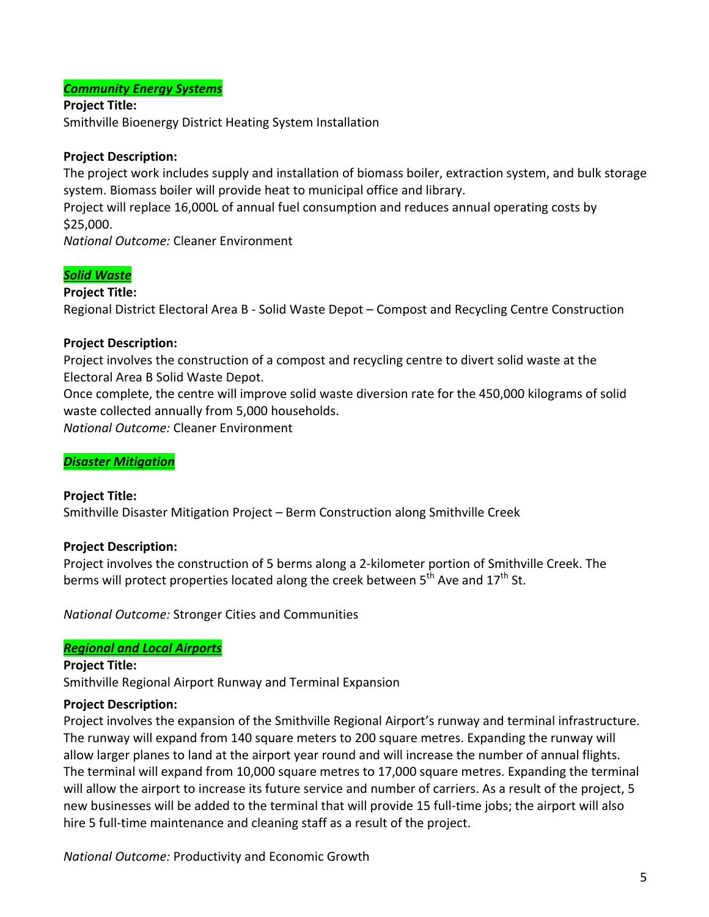***Community Energy Systems***

**Project Title:**
Smithville Bioenergy District Heating System Installation

**Project Description:**
The project work includes supply and installation of biomass boiler, extraction system, and bulk storage system. Biomass boiler will provide heat to municipal office and library.
Project will replace 16,000L of annual fuel consumption and reduces annual operating costs by $25,000.
*National Outcome:* Cleaner Environment

***Solid Waste***

**Project Title:**
Regional District Electoral Area B - Solid Waste Depot – Compost and Recycling Centre Construction

**Project Description:**
Project involves the construction of a compost and recycling centre to divert solid waste at the Electoral Area B Solid Waste Depot.
Once complete, the centre will improve solid waste diversion rate for the 450,000 kilograms of solid waste collected annually from 5,000 households.
*National Outcome:* Cleaner Environment

***Disaster Mitigation***

**Project Title:**
Smithville Disaster Mitigation Project – Berm Construction along Smithville Creek

**Project Description:**
Project involves the construction of 5 berms along a 2-kilometer portion of Smithville Creek. The berms will protect properties located along the creek between 5th Ave and 17th St.

*National Outcome:* Stronger Cities and Communities

***Regional and Local Airports***

**Project Title:**
Smithville Regional Airport Runway and Terminal Expansion

**Project Description:**
Project involves the expansion of the Smithville Regional Airport's runway and terminal infrastructure. The runway will expand from 140 square meters to 200 square metres. Expanding the runway will allow larger planes to land at the airport year round and will increase the number of annual flights. The terminal will expand from 10,000 square metres to 17,000 square metres. Expanding the terminal will allow the airport to increase its future service and number of carriers. As a result of the project, 5 new businesses will be added to the terminal that will provide 15 full-time jobs; the airport will also hire 5 full-time maintenance and cleaning staff as a result of the project.

*National Outcome:* Productivity and Economic Growth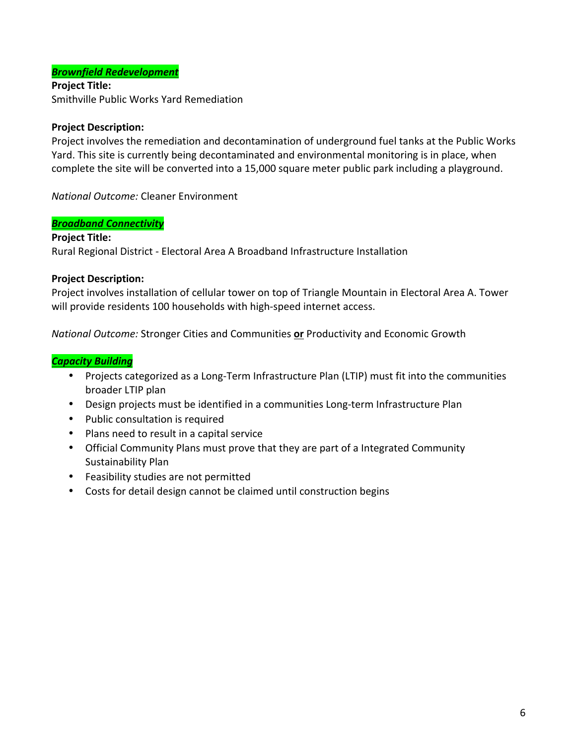***Brownfield Redevelopment***

**Project Title:**
Smithville Public Works Yard Remediation

**Project Description:**
Project involves the remediation and decontamination of underground fuel tanks at the Public Works Yard. This site is currently being decontaminated and environmental monitoring is in place, when complete the site will be converted into a 15,000 square meter public park including a playground.

*National Outcome:* Cleaner Environment

***Broadband Connectivity***

**Project Title:**
Rural Regional District - Electoral Area A Broadband Infrastructure Installation

**Project Description:**
Project involves installation of cellular tower on top of Triangle Mountain in Electoral Area A. Tower will provide residents 100 households with high-speed internet access.

*National Outcome:* Stronger Cities and Communities **or** Productivity and Economic Growth

***Capacity Building***

- Projects categorized as a Long-Term Infrastructure Plan (LTIP) must fit into the communities broader LTIP plan
- Design projects must be identified in a communities Long-term Infrastructure Plan
- Public consultation is required
- Plans need to result in a capital service
- Official Community Plans must prove that they are part of a Integrated Community Sustainability Plan
- Feasibility studies are not permitted
- Costs for detail design cannot be claimed until construction begins